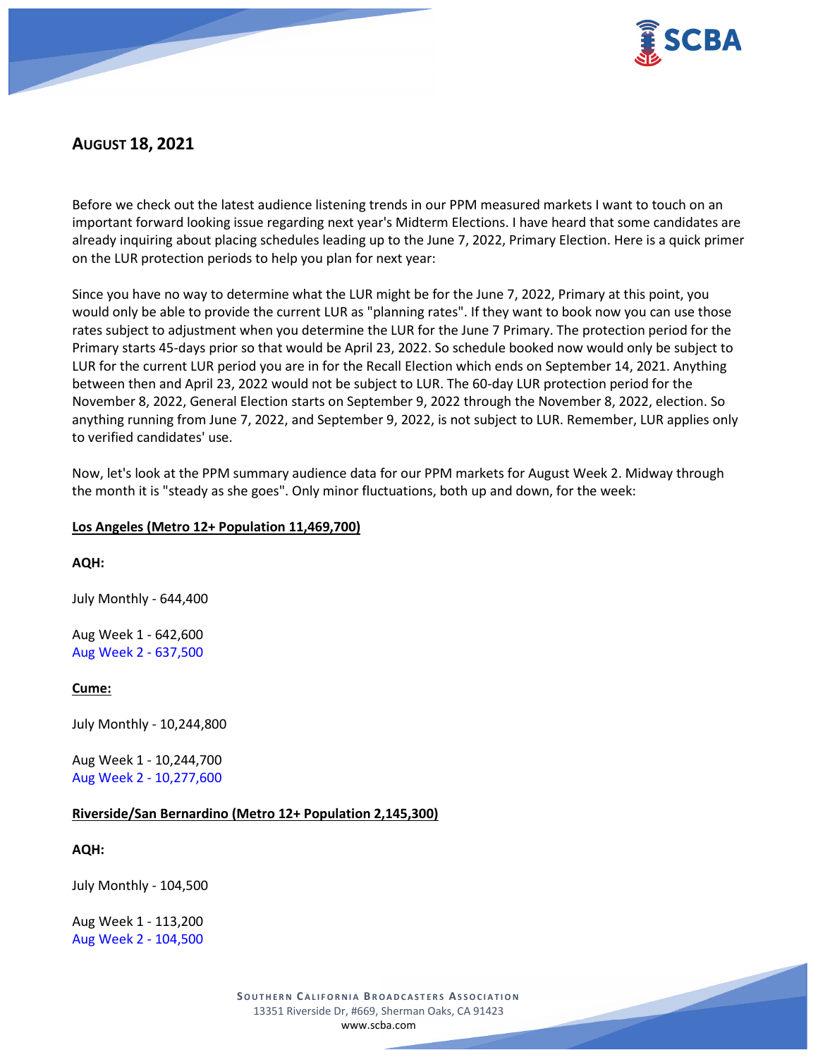## AUGUST 18, 2021

Before we check out the latest audience listening trends in our PPM measured markets I want to touch on an important forward looking issue regarding next year's Midterm Elections. I have heard that some candidates are already inquiring about placing schedules leading up to the June 7, 2022, Primary Election. Here is a quick primer on the LUR protection periods to help you plan for next year:

Since you have no way to determine what the LUR might be for the June 7, 2022, Primary at this point, you would only be able to provide the current LUR as "planning rates". If they want to book now you can use those rates subject to adjustment when you determine the LUR for the June 7 Primary. The protection period for the Primary starts 45-days prior so that would be April 23, 2022. So schedule booked now would only be subject to LUR for the current LUR period you are in for the Recall Election which ends on September 14, 2021. Anything between then and April 23, 2022 would not be subject to LUR. The 60-day LUR protection period for the November 8, 2022, General Election starts on September 9, 2022 through the November 8, 2022, election. So anything running from June 7, 2022, and September 9, 2022, is not subject to LUR. Remember, LUR applies only to verified candidates' use.

Now, let's look at the PPM summary audience data for our PPM markets for August Week 2. Midway through the month it is "steady as she goes". Only minor fluctuations, both up and down, for the week:

**Los Angeles (Metro 12+ Population 11,469,700)**

**AQH:**

July Monthly - 644,400

Aug Week 1 - 642,600
Aug Week 2 - 637,500

**Cume:**

July Monthly - 10,244,800

Aug Week 1 - 10,244,700
Aug Week 2 - 10,277,600

**Riverside/San Bernardino (Metro 12+ Population 2,145,300)**

**AQH:**

July Monthly - 104,500

Aug Week 1 - 113,200
Aug Week 2 - 104,500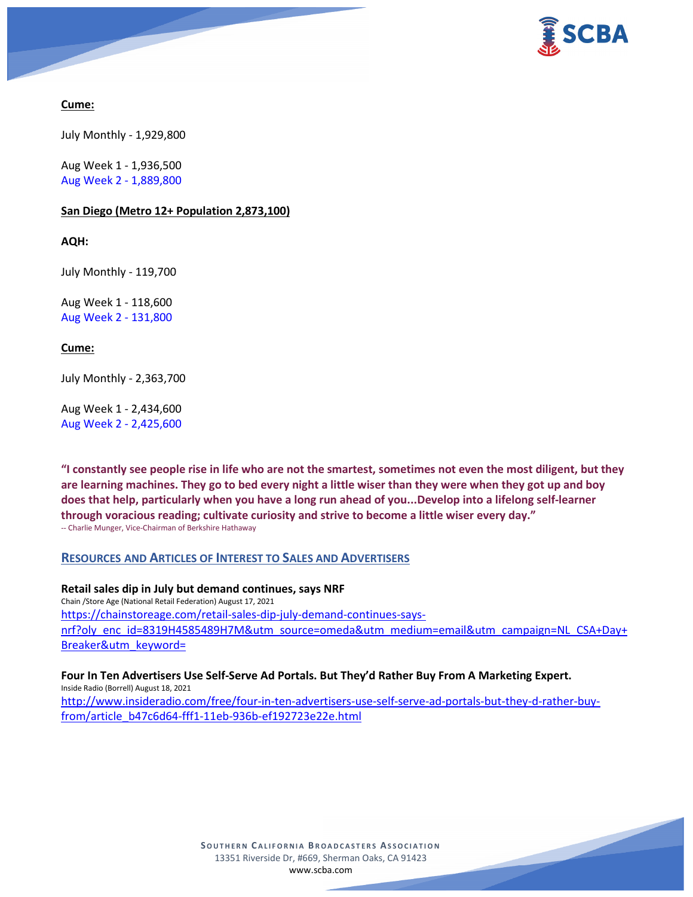**Cume:**

July Monthly - 1,929,800

Aug Week 1 - 1,936,500
Aug Week 2 - 1,889,800

**San Diego (Metro 12+ Population 2,873,100)**

**AQH:**

July Monthly - 119,700

Aug Week 1 - 118,600
Aug Week 2 - 131,800

**Cume:**

July Monthly - 2,363,700

Aug Week 1 - 2,434,600
Aug Week 2 - 2,425,600

**"I constantly see people rise in life who are not the smartest, sometimes not even the most diligent, but they are learning machines. They go to bed every night a little wiser than they were when they got up and boy does that help, particularly when you have a long run ahead of you...Develop into a lifelong self-learner through voracious reading; cultivate curiosity and strive to become a little wiser every day."**
-- Charlie Munger, Vice-Chairman of Berkshire Hathaway

## RESOURCES AND ARTICLES OF INTEREST TO SALES AND ADVERTISERS

**Retail sales dip in July but demand continues, says NRF**
Chain /Store Age (National Retail Federation) August 17, 2021
https://chainstoreage.com/retail-sales-dip-july-demand-continues-says-nrf?oly_enc_id=8319H4585489H7M&utm_source=omeda&utm_medium=email&utm_campaign=NL_CSA+Day+Breaker&utm_keyword=

**Four In Ten Advertisers Use Self-Serve Ad Portals. But They'd Rather Buy From A Marketing Expert.**
Inside Radio (Borrell) August 18, 2021
http://www.insideradio.com/free/four-in-ten-advertisers-use-self-serve-ad-portals-but-they-d-rather-buy-from/article_b47c6d64-fff1-11eb-936b-ef192723e22e.html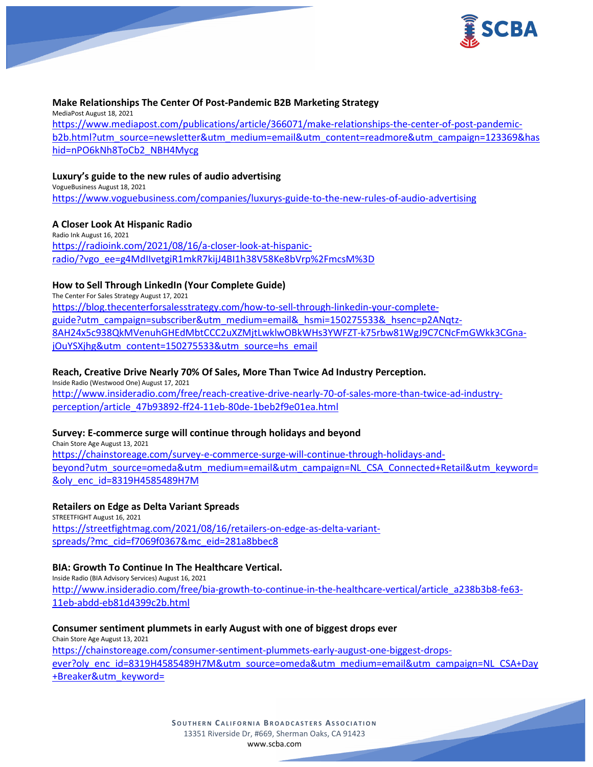**Make Relationships The Center Of Post-Pandemic B2B Marketing Strategy**
MediaPost August 18, 2021
https://www.mediapost.com/publications/article/366071/make-relationships-the-center-of-post-pandemic-b2b.html?utm_source=newsletter&utm_medium=email&utm_content=readmore&utm_campaign=123369&hashid=nPO6kNh8ToCb2_NBH4Mycg

**Luxury's guide to the new rules of audio advertising**
VogueBusiness August 18, 2021
https://www.voguebusiness.com/companies/luxurys-guide-to-the-new-rules-of-audio-advertising

**A Closer Look At Hispanic Radio**
Radio Ink August 16, 2021
https://radioink.com/2021/08/16/a-closer-look-at-hispanic-radio/?vgo_ee=g4MdIlvetgiR1mkR7kijJ4BI1h38V58Ke8bVrp%2FmcsM%3D

**How to Sell Through LinkedIn (Your Complete Guide)**
The Center For Sales Strategy August 17, 2021
https://blog.thecenterforsalesstrategy.com/how-to-sell-through-linkedin-your-complete-guide?utm_campaign=subscriber&utm_medium=email&_hsmi=150275533&_hsenc=p2ANqtz-8AH24x5c938QkMVenuhGHEdMbtCCC2uXZMjtLwklwOBkWHs3YWFZT-k75rbw81WgJ9C7CNcFmGWkk3CGna-jOuYSXjhg&utm_content=150275533&utm_source=hs_email

**Reach, Creative Drive Nearly 70% Of Sales, More Than Twice Ad Industry Perception.**
Inside Radio (Westwood One) August 17, 2021
http://www.insideradio.com/free/reach-creative-drive-nearly-70-of-sales-more-than-twice-ad-industry-perception/article_47b93892-ff24-11eb-80de-1beb2f9e01ea.html

**Survey: E-commerce surge will continue through holidays and beyond**
Chain Store Age August 13, 2021
https://chainstoreage.com/survey-e-commerce-surge-will-continue-through-holidays-and-beyond?utm_source=omeda&utm_medium=email&utm_campaign=NL_CSA_Connected+Retail&utm_keyword=&oly_enc_id=8319H4585489H7M

**Retailers on Edge as Delta Variant Spreads**
STREETFIGHT August 16, 2021
https://streetfightmag.com/2021/08/16/retailers-on-edge-as-delta-variant-spreads/?mc_cid=f7069f0367&mc_eid=281a8bbec8

**BIA: Growth To Continue In The Healthcare Vertical.**
Inside Radio (BIA Advisory Services) August 16, 2021
http://www.insideradio.com/free/bia-growth-to-continue-in-the-healthcare-vertical/article_a238b3b8-fe63-11eb-abdd-eb81d4399c2b.html

**Consumer sentiment plummets in early August with one of biggest drops ever**
Chain Store Age August 13, 2021
https://chainstoreage.com/consumer-sentiment-plummets-early-august-one-biggest-drops-ever?oly_enc_id=8319H4585489H7M&utm_source=omeda&utm_medium=email&utm_campaign=NL_CSA+Day+Breaker&utm_keyword=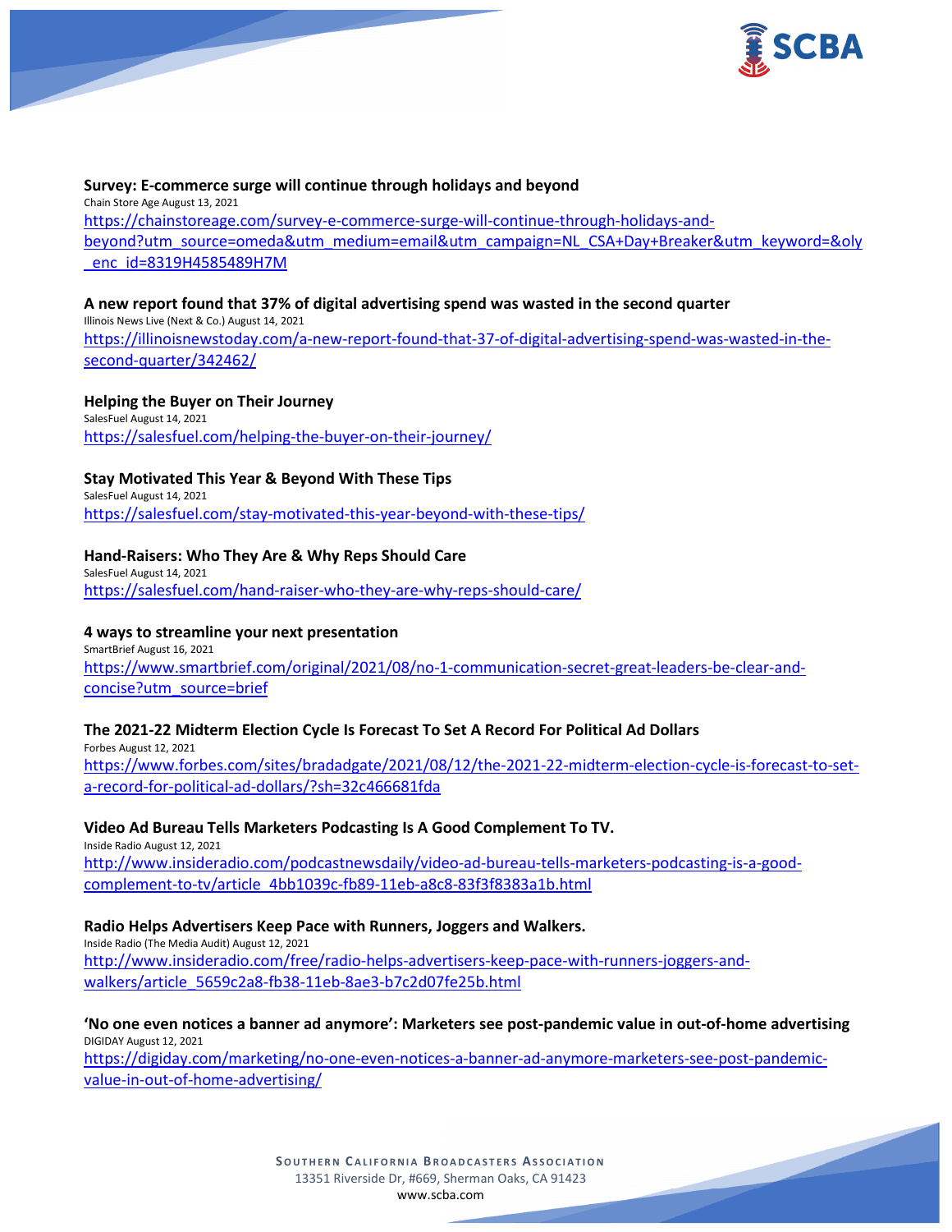**Survey: E-commerce surge will continue through holidays and beyond**
Chain Store Age August 13, 2021
https://chainstoreage.com/survey-e-commerce-surge-will-continue-through-holidays-and-beyond?utm_source=omeda&utm_medium=email&utm_campaign=NL_CSA+Day+Breaker&utm_keyword=&oly_enc_id=8319H4585489H7M

**A new report found that 37% of digital advertising spend was wasted in the second quarter**
Illinois News Live (Next & Co.) August 14, 2021
https://illinoisnewstoday.com/a-new-report-found-that-37-of-digital-advertising-spend-was-wasted-in-the-second-quarter/342462/

**Helping the Buyer on Their Journey**
SalesFuel August 14, 2021
https://salesfuel.com/helping-the-buyer-on-their-journey/

**Stay Motivated This Year & Beyond With These Tips**
SalesFuel August 14, 2021
https://salesfuel.com/stay-motivated-this-year-beyond-with-these-tips/

**Hand-Raisers: Who They Are & Why Reps Should Care**
SalesFuel August 14, 2021
https://salesfuel.com/hand-raiser-who-they-are-why-reps-should-care/

**4 ways to streamline your next presentation**
SmartBrief August 16, 2021
https://www.smartbrief.com/original/2021/08/no-1-communication-secret-great-leaders-be-clear-and-concise?utm_source=brief

**The 2021-22 Midterm Election Cycle Is Forecast To Set A Record For Political Ad Dollars**
Forbes August 12, 2021
https://www.forbes.com/sites/bradadgate/2021/08/12/the-2021-22-midterm-election-cycle-is-forecast-to-set-a-record-for-political-ad-dollars/?sh=32c466681fda

**Video Ad Bureau Tells Marketers Podcasting Is A Good Complement To TV.**
Inside Radio August 12, 2021
http://www.insideradio.com/podcastnewsdaily/video-ad-bureau-tells-marketers-podcasting-is-a-good-complement-to-tv/article_4bb1039c-fb89-11eb-a8c8-83f3f8383a1b.html

**Radio Helps Advertisers Keep Pace with Runners, Joggers and Walkers.**
Inside Radio (The Media Audit) August 12, 2021
http://www.insideradio.com/free/radio-helps-advertisers-keep-pace-with-runners-joggers-and-walkers/article_5659c2a8-fb38-11eb-8ae3-b7c2d07fe25b.html

**'No one even notices a banner ad anymore': Marketers see post-pandemic value in out-of-home advertising**
DIGIDAY August 12, 2021
https://digiday.com/marketing/no-one-even-notices-a-banner-ad-anymore-marketers-see-post-pandemic-value-in-out-of-home-advertising/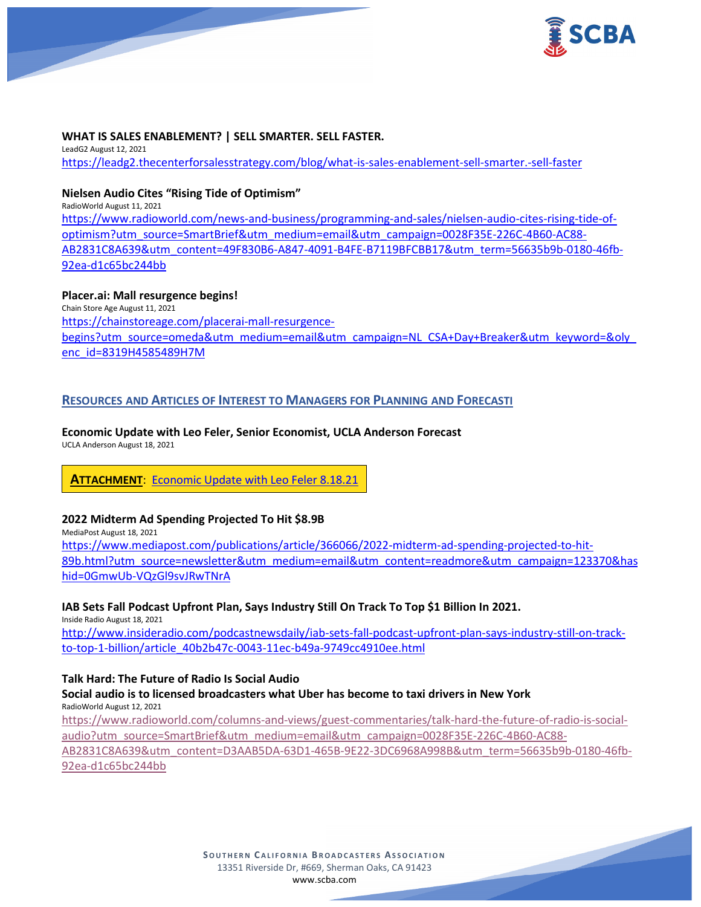**WHAT IS SALES ENABLEMENT? | SELL SMARTER. SELL FASTER.**
LeadG2 August 12, 2021
https://leadg2.thecenterforsalesstrategy.com/blog/what-is-sales-enablement-sell-smarter.-sell-faster

**Nielsen Audio Cites "Rising Tide of Optimism"**
RadioWorld August 11, 2021
https://www.radioworld.com/news-and-business/programming-and-sales/nielsen-audio-cites-rising-tide-of-optimism?utm_source=SmartBrief&utm_medium=email&utm_campaign=0028F35E-226C-4B60-AC88-AB2831C8A639&utm_content=49F830B6-A847-4091-B4FE-B7119BFCBB17&utm_term=56635b9b-0180-46fb-92ea-d1c65bc244bb

**Placer.ai: Mall resurgence begins!**
Chain Store Age August 11, 2021
https://chainstoreage.com/placerai-mall-resurgence-begins?utm_source=omeda&utm_medium=email&utm_campaign=NL_CSA+Day+Breaker&utm_keyword=&oly_enc_id=8319H4585489H7M

## RESOURCES AND ARTICLES OF INTEREST TO MANAGERS FOR PLANNING AND FORECASTI

**Economic Update with Leo Feler, Senior Economist, UCLA Anderson Forecast**
UCLA Anderson August 18, 2021

**ATTACHMENT**: Economic Update with Leo Feler 8.18.21

**2022 Midterm Ad Spending Projected To Hit $8.9B**
MediaPost August 18, 2021
https://www.mediapost.com/publications/article/366066/2022-midterm-ad-spending-projected-to-hit-89b.html?utm_source=newsletter&utm_medium=email&utm_content=readmore&utm_campaign=123370&hashid=0GmwUb-VQzGl9svJRwTNrA

**IAB Sets Fall Podcast Upfront Plan, Says Industry Still On Track To Top $1 Billion In 2021.**
Inside Radio August 18, 2021
http://www.insideradio.com/podcastnewsdaily/iab-sets-fall-podcast-upfront-plan-says-industry-still-on-track-to-top-1-billion/article_40b2b47c-0043-11ec-b49a-9749cc4910ee.html

**Talk Hard: The Future of Radio Is Social Audio**
**Social audio is to licensed broadcasters what Uber has become to taxi drivers in New York**
RadioWorld August 12, 2021
https://www.radioworld.com/columns-and-views/guest-commentaries/talk-hard-the-future-of-radio-is-social-audio?utm_source=SmartBrief&utm_medium=email&utm_campaign=0028F35E-226C-4B60-AC88-AB2831C8A639&utm_content=D3AAB5DA-63D1-465B-9E22-3DC6968A998B&utm_term=56635b9b-0180-46fb-92ea-d1c65bc244bb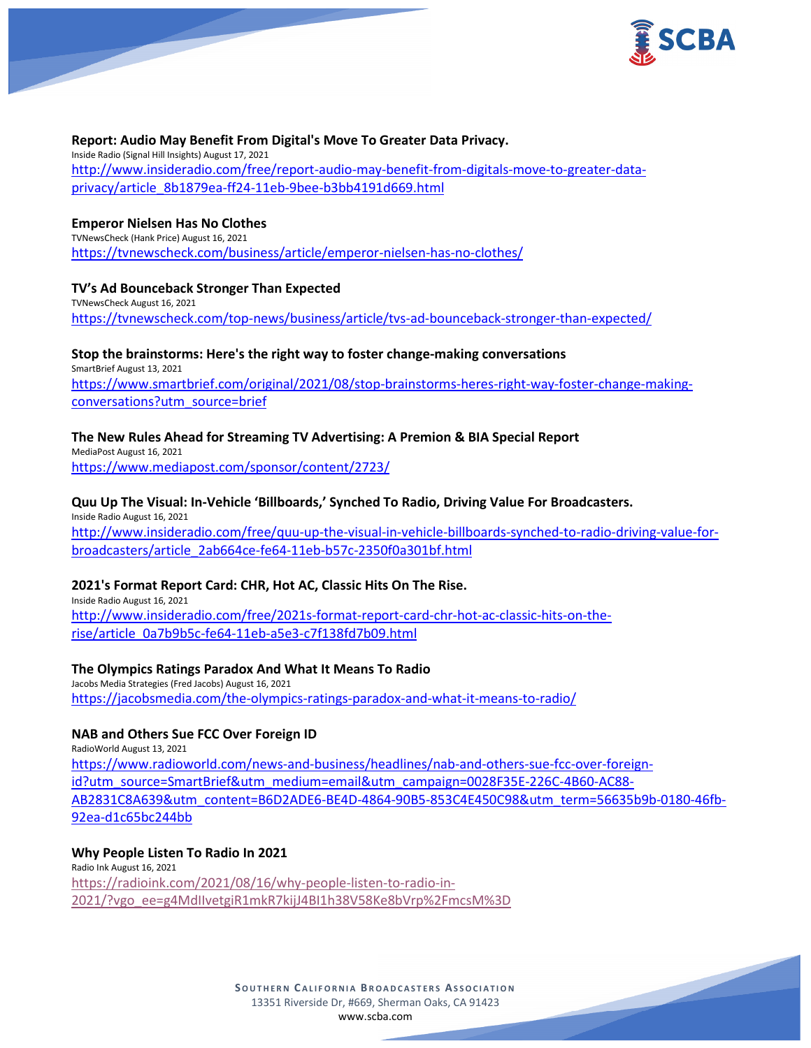**Report: Audio May Benefit From Digital's Move To Greater Data Privacy.**
Inside Radio (Signal Hill Insights) August 17, 2021
http://www.insideradio.com/free/report-audio-may-benefit-from-digitals-move-to-greater-data-privacy/article_8b1879ea-ff24-11eb-9bee-b3bb4191d669.html

**Emperor Nielsen Has No Clothes**
TVNewsCheck (Hank Price) August 16, 2021
https://tvnewscheck.com/business/article/emperor-nielsen-has-no-clothes/

**TV's Ad Bounceback Stronger Than Expected**
TVNewsCheck August 16, 2021
https://tvnewscheck.com/top-news/business/article/tvs-ad-bounceback-stronger-than-expected/

**Stop the brainstorms: Here's the right way to foster change-making conversations**
SmartBrief August 13, 2021
https://www.smartbrief.com/original/2021/08/stop-brainstorms-heres-right-way-foster-change-making-conversations?utm_source=brief

**The New Rules Ahead for Streaming TV Advertising: A Premion & BIA Special Report**
MediaPost August 16, 2021
https://www.mediapost.com/sponsor/content/2723/

**Quu Up The Visual: In-Vehicle 'Billboards,' Synched To Radio, Driving Value For Broadcasters.**
Inside Radio August 16, 2021
http://www.insideradio.com/free/quu-up-the-visual-in-vehicle-billboards-synched-to-radio-driving-value-for-broadcasters/article_2ab664ce-fe64-11eb-b57c-2350f0a301bf.html

**2021's Format Report Card: CHR, Hot AC, Classic Hits On The Rise.**
Inside Radio August 16, 2021
http://www.insideradio.com/free/2021s-format-report-card-chr-hot-ac-classic-hits-on-the-rise/article_0a7b9b5c-fe64-11eb-a5e3-c7f138fd7b09.html

**The Olympics Ratings Paradox And What It Means To Radio**
Jacobs Media Strategies (Fred Jacobs) August 16, 2021
https://jacobsmedia.com/the-olympics-ratings-paradox-and-what-it-means-to-radio/

**NAB and Others Sue FCC Over Foreign ID**
RadioWorld August 13, 2021
https://www.radioworld.com/news-and-business/headlines/nab-and-others-sue-fcc-over-foreign-id?utm_source=SmartBrief&utm_medium=email&utm_campaign=0028F35E-226C-4B60-AC88-AB2831C8A639&utm_content=B6D2ADE6-BE4D-4864-90B5-853C4E450C98&utm_term=56635b9b-0180-46fb-92ea-d1c65bc244bb

**Why People Listen To Radio In 2021**
Radio Ink August 16, 2021
https://radioink.com/2021/08/16/why-people-listen-to-radio-in-2021/?vgo_ee=g4MdIIvetgiR1mkR7kijJ4BI1h38V58Ke8bVrp%2FmcsM%3D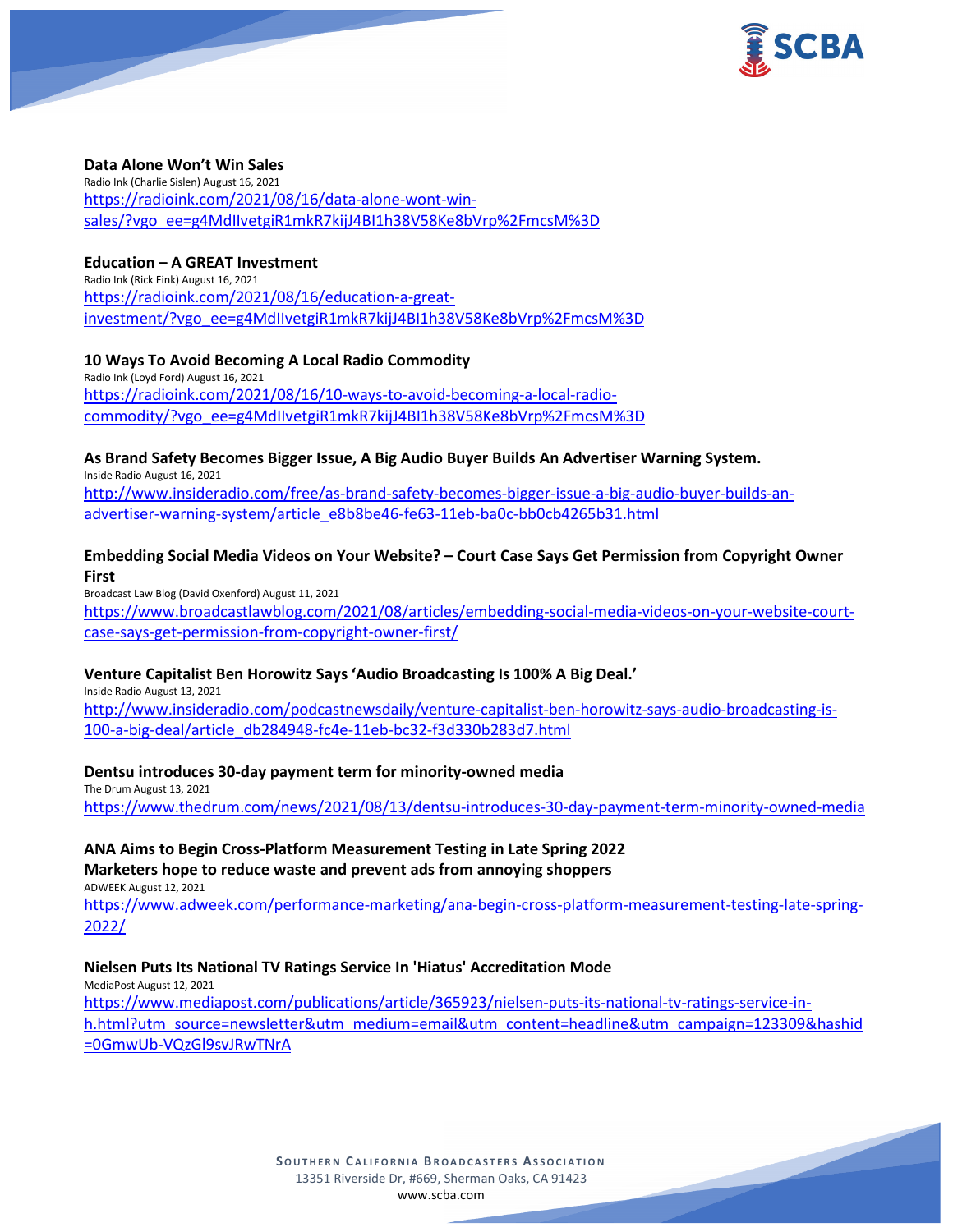**Data Alone Won't Win Sales**
Radio Ink (Charlie Sislen) August 16, 2021
[https://radioink.com/2021/08/16/data-alone-wont-win-sales/?vgo_ee=g4MdIlvetgiR1mkR7kijJ4BI1h38V58Ke8bVrp%2FmcsM%3D](https://radioink.com/2021/08/16/data-alone-wont-win-sales/?vgo_ee=g4MdIlvetgiR1mkR7kijJ4BI1h38V58Ke8bVrp%2FmcsM%3D)

**Education – A GREAT Investment**
Radio Ink (Rick Fink) August 16, 2021
[https://radioink.com/2021/08/16/education-a-great-investment/?vgo_ee=g4MdIlvetgiR1mkR7kijJ4BI1h38V58Ke8bVrp%2FmcsM%3D](https://radioink.com/2021/08/16/education-a-great-investment/?vgo_ee=g4MdIlvetgiR1mkR7kijJ4BI1h38V58Ke8bVrp%2FmcsM%3D)

**10 Ways To Avoid Becoming A Local Radio Commodity**
Radio Ink (Loyd Ford) August 16, 2021
[https://radioink.com/2021/08/16/10-ways-to-avoid-becoming-a-local-radio-commodity/?vgo_ee=g4MdIlvetgiR1mkR7kijJ4BI1h38V58Ke8bVrp%2FmcsM%3D](https://radioink.com/2021/08/16/10-ways-to-avoid-becoming-a-local-radio-commodity/?vgo_ee=g4MdIlvetgiR1mkR7kijJ4BI1h38V58Ke8bVrp%2FmcsM%3D)

**As Brand Safety Becomes Bigger Issue, A Big Audio Buyer Builds An Advertiser Warning System.**
Inside Radio August 16, 2021
[http://www.insideradio.com/free/as-brand-safety-becomes-bigger-issue-a-big-audio-buyer-builds-an-advertiser-warning-system/article_e8b8be46-fe63-11eb-ba0c-bb0cb4265b31.html](http://www.insideradio.com/free/as-brand-safety-becomes-bigger-issue-a-big-audio-buyer-builds-an-advertiser-warning-system/article_e8b8be46-fe63-11eb-ba0c-bb0cb4265b31.html)

**Embedding Social Media Videos on Your Website? – Court Case Says Get Permission from Copyright Owner First**
Broadcast Law Blog (David Oxenford) August 11, 2021
[https://www.broadcastlawblog.com/2021/08/articles/embedding-social-media-videos-on-your-website-court-case-says-get-permission-from-copyright-owner-first/](https://www.broadcastlawblog.com/2021/08/articles/embedding-social-media-videos-on-your-website-court-case-says-get-permission-from-copyright-owner-first/)

**Venture Capitalist Ben Horowitz Says 'Audio Broadcasting Is 100% A Big Deal.'**
Inside Radio August 13, 2021
[http://www.insideradio.com/podcastnewsdaily/venture-capitalist-ben-horowitz-says-audio-broadcasting-is-100-a-big-deal/article_db284948-fc4e-11eb-bc32-f3d330b283d7.html](http://www.insideradio.com/podcastnewsdaily/venture-capitalist-ben-horowitz-says-audio-broadcasting-is-100-a-big-deal/article_db284948-fc4e-11eb-bc32-f3d330b283d7.html)

**Dentsu introduces 30-day payment term for minority-owned media**
The Drum August 13, 2021
[https://www.thedrum.com/news/2021/08/13/dentsu-introduces-30-day-payment-term-minority-owned-media](https://www.thedrum.com/news/2021/08/13/dentsu-introduces-30-day-payment-term-minority-owned-media)

**ANA Aims to Begin Cross-Platform Measurement Testing in Late Spring 2022**
**Marketers hope to reduce waste and prevent ads from annoying shoppers**
ADWEEK August 12, 2021
[https://www.adweek.com/performance-marketing/ana-begin-cross-platform-measurement-testing-late-spring-2022/](https://www.adweek.com/performance-marketing/ana-begin-cross-platform-measurement-testing-late-spring-2022/)

**Nielsen Puts Its National TV Ratings Service In 'Hiatus' Accreditation Mode**
MediaPost August 12, 2021
[https://www.mediapost.com/publications/article/365923/nielsen-puts-its-national-tv-ratings-service-in-h.html?utm_source=newsletter&utm_medium=email&utm_content=headline&utm_campaign=123309&hashid=0GmwUb-VQzGl9svJRwTNrA](https://www.mediapost.com/publications/article/365923/nielsen-puts-its-national-tv-ratings-service-in-h.html?utm_source=newsletter&utm_medium=email&utm_content=headline&utm_campaign=123309&hashid=0GmwUb-VQzGl9svJRwTNrA)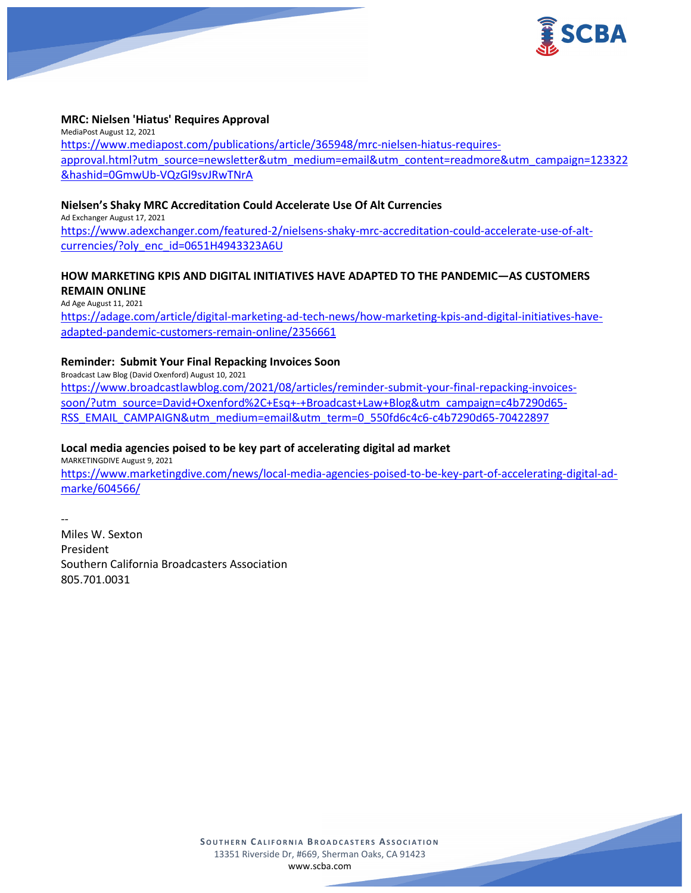**MRC: Nielsen 'Hiatus' Requires Approval**

MediaPost August 12, 2021

https://www.mediapost.com/publications/article/365948/mrc-nielsen-hiatus-requires-approval.html?utm_source=newsletter&utm_medium=email&utm_content=readmore&utm_campaign=123322&hashid=0GmwUb-VQzGl9svJRwTNrA

**Nielsen's Shaky MRC Accreditation Could Accelerate Use Of Alt Currencies**

Ad Exchanger August 17, 2021

https://www.adexchanger.com/featured-2/nielsens-shaky-mrc-accreditation-could-accelerate-use-of-alt-currencies/?oly_enc_id=0651H4943323A6U

**HOW MARKETING KPIS AND DIGITAL INITIATIVES HAVE ADAPTED TO THE PANDEMIC—AS CUSTOMERS REMAIN ONLINE**

Ad Age August 11, 2021

https://adage.com/article/digital-marketing-ad-tech-news/how-marketing-kpis-and-digital-initiatives-have-adapted-pandemic-customers-remain-online/2356661

**Reminder: Submit Your Final Repacking Invoices Soon**

Broadcast Law Blog (David Oxenford) August 10, 2021

https://www.broadcastlawblog.com/2021/08/articles/reminder-submit-your-final-repacking-invoices-soon/?utm_source=David+Oxenford%2C+Esq+-+Broadcast+Law+Blog&utm_campaign=c4b7290d65-RSS_EMAIL_CAMPAIGN&utm_medium=email&utm_term=0_550fd6c4c6-c4b7290d65-70422897

**Local media agencies poised to be key part of accelerating digital ad market**

MARKETINGDIVE August 9, 2021

https://www.marketingdive.com/news/local-media-agencies-poised-to-be-key-part-of-accelerating-digital-ad-marke/604566/

--

Miles W. Sexton
President
Southern California Broadcasters Association
805.701.0031